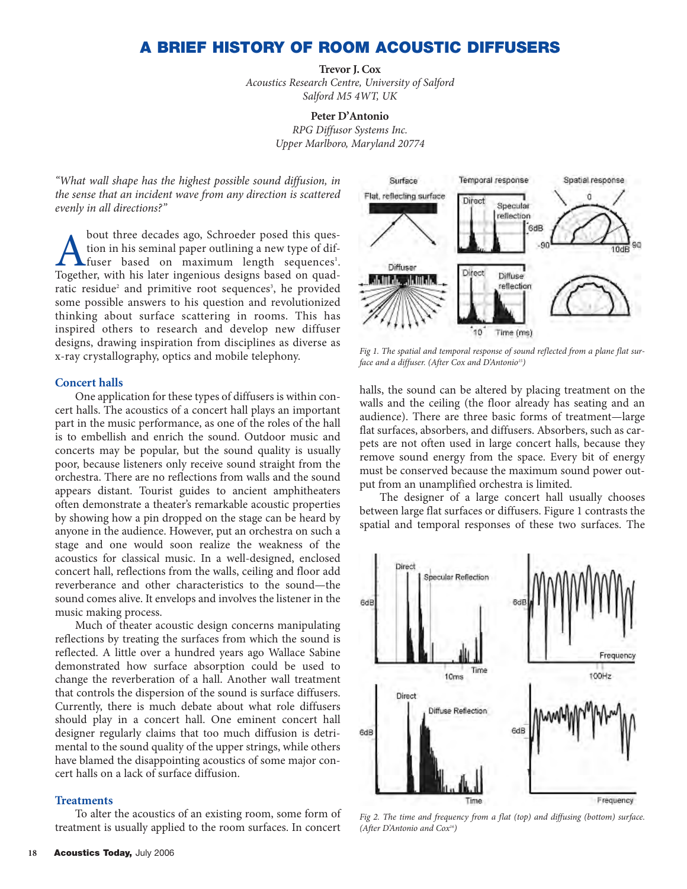# A BRIEF HISTORY OF ROOM ACOUSTIC DIFFUSERS

**Trevor J. Cox**
*Acoustics Research Centre, University of Salford*
*Salford M5 4WT, UK*

**Peter D'Antonio**
*RPG Diffusor Systems Inc.*
*Upper Marlboro, Maryland 20774*

*"What wall shape has the highest possible sound diffusion, in the sense that an incident wave from any direction is scattered evenly in all directions?"*

About three decades ago, Schroeder posed this question in his seminal paper outlining a new type of diffuser based on maximum length sequences[1]. Together, with his later ingenious designs based on quadratic residue[2] and primitive root sequences[3], he provided some possible answers to his question and revolutionized thinking about surface scattering in rooms. This has inspired others to research and develop new diffuser designs, drawing inspiration from disciplines as diverse as x-ray crystallography, optics and mobile telephony.

## Concert halls

One application for these types of diffusers is within concert halls. The acoustics of a concert hall plays an important part in the music performance, as one of the roles of the hall is to embellish and enrich the sound. Outdoor music and concerts may be popular, but the sound quality is usually poor, because listeners only receive sound straight from the orchestra. There are no reflections from walls and the sound appears distant. Tourist guides to ancient amphitheaters often demonstrate a theater's remarkable acoustic properties by showing how a pin dropped on the stage can be heard by anyone in the audience. However, put an orchestra on such a stage and one would soon realize the weakness of the acoustics for classical music. In a well-designed, enclosed concert hall, reflections from the walls, ceiling and floor add reverberance and other characteristics to the sound—the sound comes alive. It envelops and involves the listener in the music making process.

Much of theater acoustic design concerns manipulating reflections by treating the surfaces from which the sound is reflected. A little over a hundred years ago Wallace Sabine demonstrated how surface absorption could be used to change the reverberation of a hall. Another wall treatment that controls the dispersion of the sound is surface diffusers. Currently, there is much debate about what role diffusers should play in a concert hall. One eminent concert hall designer regularly claims that too much diffusion is detrimental to the sound quality of the upper strings, while others have blamed the disappointing acoustics of some major concert halls on a lack of surface diffusion.

## Treatments

To alter the acoustics of an existing room, some form of treatment is usually applied to the room surfaces. In concert halls, the sound can be altered by placing treatment on the walls and the ceiling (the floor already has seating and an audience). There are three basic forms of treatment—large flat surfaces, absorbers, and diffusers. Absorbers, such as carpets are not often used in large concert halls, because they remove sound energy from the space. Every bit of energy must be conserved because the maximum sound power output from an unamplified orchestra is limited.

The designer of a large concert hall usually chooses between large flat surfaces or diffusers. Figure 1 contrasts the spatial and temporal responses of these two surfaces. The

*Fig 1. The spatial and temporal response of sound reflected from a plane flat surface and a diffuser. (After Cox and D'Antonio[15])*

*Fig 2. The time and frequency from a flat (top) and diffusing (bottom) surface. (After D'Antonio and Cox[16])*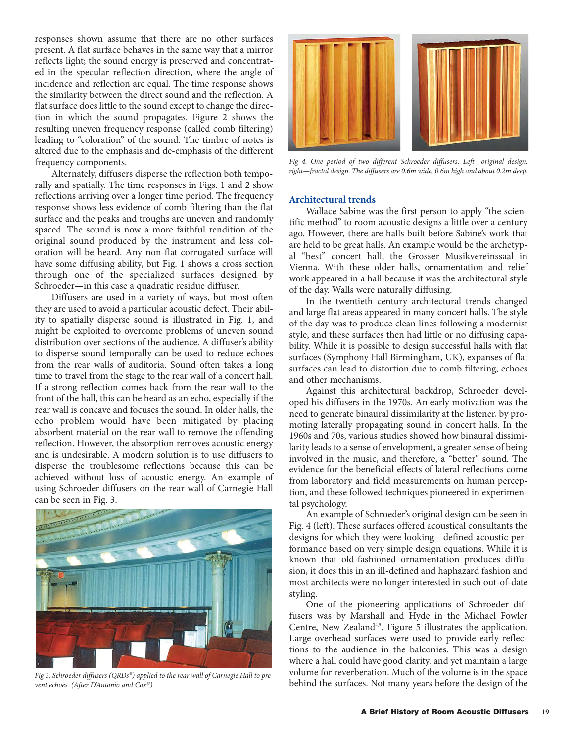responses shown assume that there are no other surfaces present. A flat surface behaves in the same way that a mirror reflects light; the sound energy is preserved and concentrated in the specular reflection direction, where the angle of incidence and reflection are equal. The time response shows the similarity between the direct sound and the reflection. A flat surface does little to the sound except to change the direction in which the sound propagates. Figure 2 shows the resulting uneven frequency response (called comb filtering) leading to "coloration" of the sound. The timbre of notes is altered due to the emphasis and de-emphasis of the different frequency components.

Alternately, diffusers disperse the reflection both temporally and spatially. The time responses in Figs. 1 and 2 show reflections arriving over a longer time period. The frequency response shows less evidence of comb filtering than the flat surface and the peaks and troughs are uneven and randomly spaced. The sound is now a more faithful rendition of the original sound produced by the instrument and less coloration will be heard. Any non-flat corrugated surface will have some diffusing ability, but Fig. 1 shows a cross section through one of the specialized surfaces designed by Schroeder—in this case a quadratic residue diffuser.

Diffusers are used in a variety of ways, but most often they are used to avoid a particular acoustic defect. Their ability to spatially disperse sound is illustrated in Fig. 1, and might be exploited to overcome problems of uneven sound distribution over sections of the audience. A diffuser's ability to disperse sound temporally can be used to reduce echoes from the rear walls of auditoria. Sound often takes a long time to travel from the stage to the rear wall of a concert hall. If a strong reflection comes back from the rear wall to the front of the hall, this can be heard as an echo, especially if the rear wall is concave and focuses the sound. In older halls, the echo problem would have been mitigated by placing absorbent material on the rear wall to remove the offending reflection. However, the absorption removes acoustic energy and is undesirable. A modern solution is to use diffusers to disperse the troublesome reflections because this can be achieved without loss of acoustic energy. An example of using Schroeder diffusers on the rear wall of Carnegie Hall can be seen in Fig. 3.

*Fig 3. Schroeder diffusers (QRDs®) applied to the rear wall of Carnegie Hall to prevent echoes. (After D'Antonio and Cox[17])*

*Fig 4. One period of two different Schroeder diffusers. Left—original design, right—fractal design. The diffusers are 0.6m wide, 0.6m high and about 0.2m deep.*

## Architectural trends

Wallace Sabine was the first person to apply "the scientific method" to room acoustic designs a little over a century ago. However, there are halls built before Sabine's work that are held to be great halls. An example would be the archetypal "best" concert hall, the Grosser Musikvereinssaal in Vienna. With these older halls, ornamentation and relief work appeared in a hall because it was the architectural style of the day. Walls were naturally diffusing.

In the twentieth century architectural trends changed and large flat areas appeared in many concert halls. The style of the day was to produce clean lines following a modernist style, and these surfaces then had little or no diffusing capability. While it is possible to design successful halls with flat surfaces (Symphony Hall Birmingham, UK), expanses of flat surfaces can lead to distortion due to comb filtering, echoes and other mechanisms.

Against this architectural backdrop, Schroeder developed his diffusers in the 1970s. An early motivation was the need to generate binaural dissimilarity at the listener, by promoting laterally propagating sound in concert halls. In the 1960s and 70s, various studies showed how binaural dissimilarity leads to a sense of envelopment, a greater sense of being involved in the music, and therefore, a "better" sound. The evidence for the beneficial effects of lateral reflections come from laboratory and field measurements on human perception, and these followed techniques pioneered in experimental psychology.

An example of Schroeder's original design can be seen in Fig. 4 (left). These surfaces offered acoustical consultants the designs for which they were looking—defined acoustic performance based on very simple design equations. While it is known that old-fashioned ornamentation produces diffusion, it does this in an ill-defined and haphazard fashion and most architects were no longer interested in such out-of-date styling.

One of the pioneering applications of Schroeder diffusers was by Marshall and Hyde in the Michael Fowler Centre, New Zealand[4,5]. Figure 5 illustrates the application. Large overhead surfaces were used to provide early reflections to the audience in the balconies. This was a design where a hall could have good clarity, and yet maintain a large volume for reverberation. Much of the volume is in the space behind the surfaces. Not many years before the design of the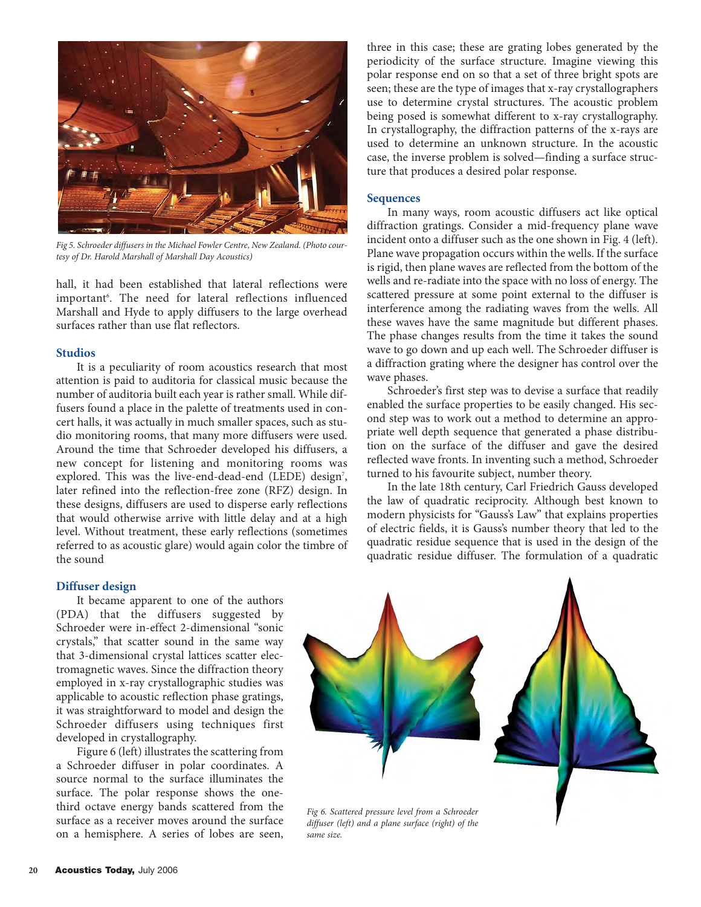Fig 5. Schroeder diffusers in the Michael Fowler Centre, New Zealand. (Photo courtesy of Dr. Harold Marshall of Marshall Day Acoustics)

hall, it had been established that lateral reflections were important[6]. The need for lateral reflections influenced Marshall and Hyde to apply diffusers to the large overhead surfaces rather than use flat reflectors.

### Studios

It is a peculiarity of room acoustics research that most attention is paid to auditoria for classical music because the number of auditoria built each year is rather small. While diffusers found a place in the palette of treatments used in concert halls, it was actually in much smaller spaces, such as studio monitoring rooms, that many more diffusers were used. Around the time that Schroeder developed his diffusers, a new concept for listening and monitoring rooms was explored. This was the live-end-dead-end (LEDE) design[7], later refined into the reflection-free zone (RFZ) design. In these designs, diffusers are used to disperse early reflections that would otherwise arrive with little delay and at a high level. Without treatment, these early reflections (sometimes referred to as acoustic glare) would again color the timbre of the sound

### Diffuser design

It became apparent to one of the authors (PDA) that the diffusers suggested by Schroeder were in-effect 2-dimensional "sonic crystals," that scatter sound in the same way that 3-dimensional crystal lattices scatter electromagnetic waves. Since the diffraction theory employed in x-ray crystallographic studies was applicable to acoustic reflection phase gratings, it was straightforward to model and design the Schroeder diffusers using techniques first developed in crystallography.

Figure 6 (left) illustrates the scattering from a Schroeder diffuser in polar coordinates. A source normal to the surface illuminates the surface. The polar response shows the one-third octave energy bands scattered from the surface as a receiver moves around the surface on a hemisphere. A series of lobes are seen, three in this case; these are grating lobes generated by the periodicity of the surface structure. Imagine viewing this polar response end on so that a set of three bright spots are seen; these are the type of images that x-ray crystallographers use to determine crystal structures. The acoustic problem being posed is somewhat different to x-ray crystallography. In crystallography, the diffraction patterns of the x-rays are used to determine an unknown structure. In the acoustic case, the inverse problem is solved—finding a surface structure that produces a desired polar response.

### Sequences

In many ways, room acoustic diffusers act like optical diffraction gratings. Consider a mid-frequency plane wave incident onto a diffuser such as the one shown in Fig. 4 (left). Plane wave propagation occurs within the wells. If the surface is rigid, then plane waves are reflected from the bottom of the wells and re-radiate into the space with no loss of energy. The scattered pressure at some point external to the diffuser is interference among the radiating waves from the wells. All these waves have the same magnitude but different phases. The phase changes results from the time it takes the sound wave to go down and up each well. The Schroeder diffuser is a diffraction grating where the designer has control over the wave phases.

Schroeder's first step was to devise a surface that readily enabled the surface properties to be easily changed. His second step was to work out a method to determine an appropriate well depth sequence that generated a phase distribution on the surface of the diffuser and gave the desired reflected wave fronts. In inventing such a method, Schroeder turned to his favourite subject, number theory.

In the late 18th century, Carl Friedrich Gauss developed the law of quadratic reciprocity. Although best known to modern physicists for "Gauss's Law" that explains properties of electric fields, it is Gauss's number theory that led to the quadratic residue sequence that is used in the design of the quadratic residue diffuser. The formulation of a quadratic

Fig 6. Scattered pressure level from a Schroeder diffuser (left) and a plane surface (right) of the same size.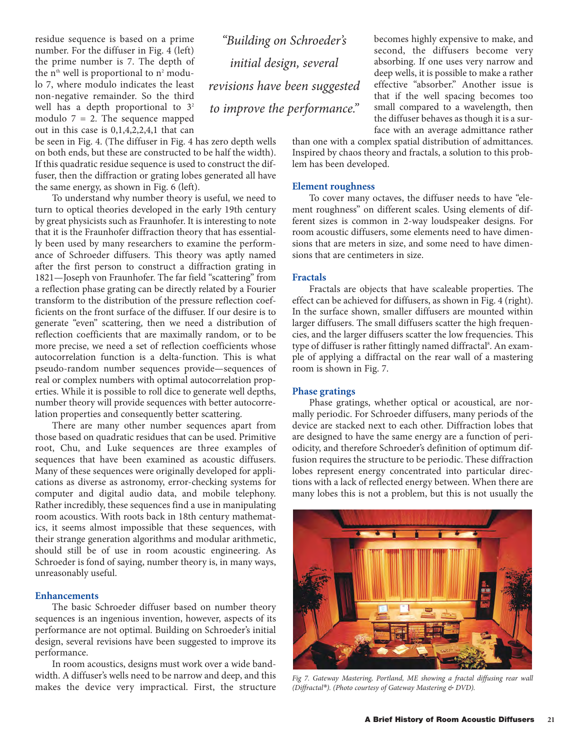residue sequence is based on a prime number. For the diffuser in Fig. 4 (left) the prime number is 7. The depth of the $n^{th}$ well is proportional to $n^2$ modulo 7, where modulo indicates the least non-negative remainder. So the third well has a depth proportional to $3^2$ modulo 7 = 2. The sequence mapped out in this case is 0,1,4,2,2,4,1 that can be seen in Fig. 4. (The diffuser in Fig. 4 has zero depth wells on both ends, but these are constructed to be half the width). If this quadratic residue sequence is used to construct the diffuser, then the diffraction or grating lobes generated all have the same energy, as shown in Fig. 6 (left).

To understand why number theory is useful, we need to turn to optical theories developed in the early 19th century by great physicists such as Fraunhofer. It is interesting to note that it is the Fraunhofer diffraction theory that has essentially been used by many researchers to examine the performance of Schroeder diffusers. This theory was aptly named after the first person to construct a diffraction grating in 1821—Joseph von Fraunhofer. The far field "scattering" from a reflection phase grating can be directly related by a Fourier transform to the distribution of the pressure reflection coefficients on the front surface of the diffuser. If our desire is to generate "even" scattering, then we need a distribution of reflection coefficients that are maximally random, or to be more precise, we need a set of reflection coefficients whose autocorrelation function is a delta-function. This is what pseudo-random number sequences provide—sequences of real or complex numbers with optimal autocorrelation properties. While it is possible to roll dice to generate well depths, number theory will provide sequences with better autocorrelation properties and consequently better scattering.

There are many other number sequences apart from those based on quadratic residues that can be used. Primitive root, Chu, and Luke sequences are three examples of sequences that have been examined as acoustic diffusers. Many of these sequences were originally developed for applications as diverse as astronomy, error-checking systems for computer and digital audio data, and mobile telephony. Rather incredibly, these sequences find a use in manipulating room acoustics. With roots back in 18th century mathematics, it seems almost impossible that these sequences, with their strange generation algorithms and modular arithmetic, should still be of use in room acoustic engineering. As Schroeder is fond of saying, number theory is, in many ways, unreasonably useful.

*"Building on Schroeder's initial design, several revisions have been suggested to improve the performance."*

### Enhancements

The basic Schroeder diffuser based on number theory sequences is an ingenious invention, however, aspects of its performance are not optimal. Building on Schroeder's initial design, several revisions have been suggested to improve its performance.

In room acoustics, designs must work over a wide bandwidth. A diffuser's wells need to be narrow and deep, and this makes the device very impractical. First, the structure becomes highly expensive to make, and second, the diffusers become very absorbing. If one uses very narrow and deep wells, it is possible to make a rather effective "absorber." Another issue is that if the well spacing becomes too small compared to a wavelength, then the diffuser behaves as though it is a surface with an average admittance rather than one with a complex spatial distribution of admittances. Inspired by chaos theory and fractals, a solution to this problem has been developed.

### Element roughness

To cover many octaves, the diffuser needs to have "element roughness" on different scales. Using elements of different sizes is common in 2-way loudspeaker designs. For room acoustic diffusers, some elements need to have dimensions that are meters in size, and some need to have dimensions that are centimeters in size.

### Fractals

Fractals are objects that have scaleable properties. The effect can be achieved for diffusers, as shown in Fig. 4 (right). In the surface shown, smaller diffusers are mounted within larger diffusers. The small diffusers scatter the high frequencies, and the larger diffusers scatter the low frequencies. This type of diffuser is rather fittingly named diffractal[8]. An example of applying a diffractal on the rear wall of a mastering room is shown in Fig. 7.

### Phase gratings

Phase gratings, whether optical or acoustical, are normally periodic. For Schroeder diffusers, many periods of the device are stacked next to each other. Diffraction lobes that are designed to have the same energy are a function of periodicity, and therefore Schroeder's definition of optimum diffusion requires the structure to be periodic. These diffraction lobes represent energy concentrated into particular directions with a lack of reflected energy between. When there are many lobes this is not a problem, but this is not usually the

*Fig 7. Gateway Mastering, Portland, ME showing a fractal diffusing rear wall (Diffractal®). (Photo courtesy of Gateway Mastering & DVD).*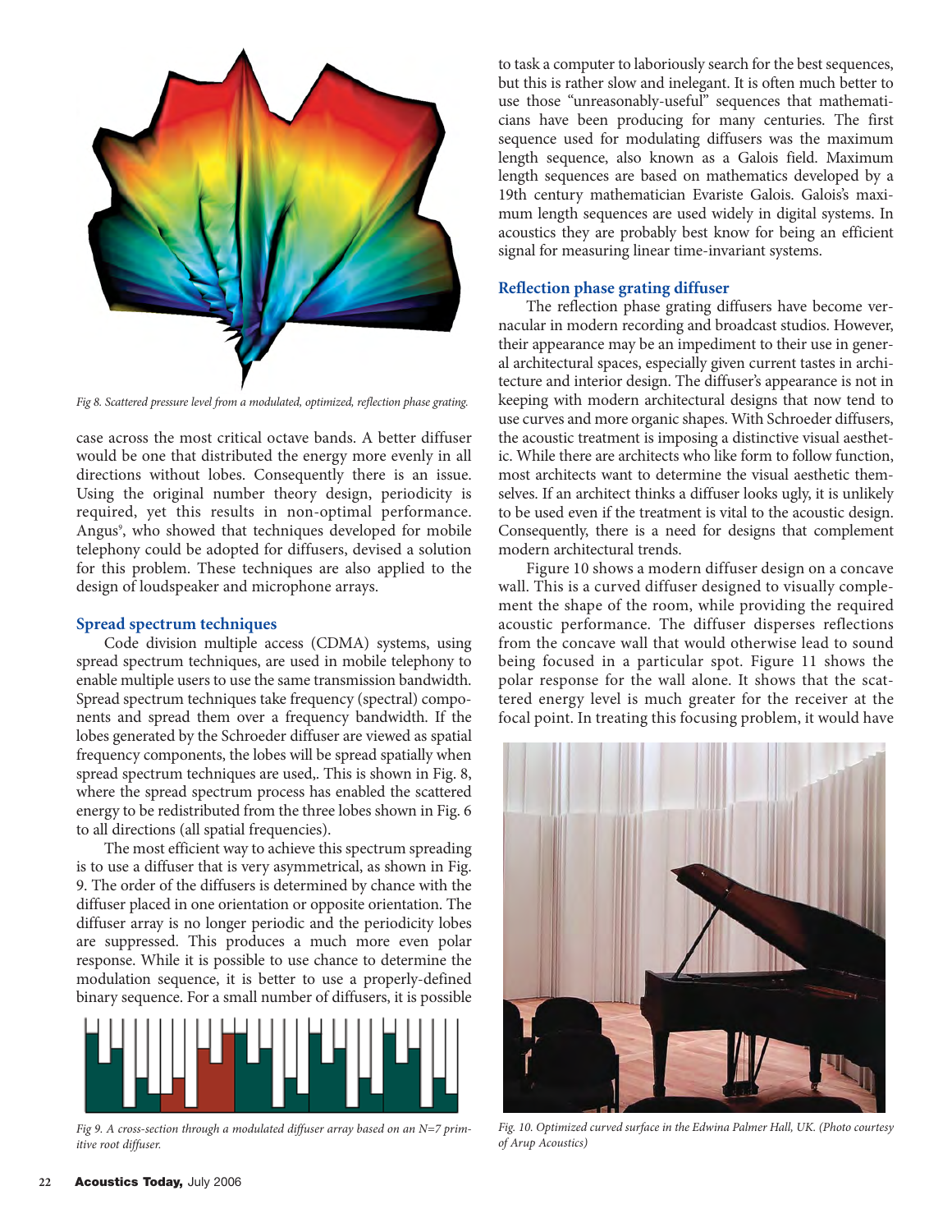Fig 8. Scattered pressure level from a modulated, optimized, reflection phase grating.

case across the most critical octave bands. A better diffuser would be one that distributed the energy more evenly in all directions without lobes. Consequently there is an issue. Using the original number theory design, periodicity is required, yet this results in non-optimal performance. Angus[9], who showed that techniques developed for mobile telephony could be adopted for diffusers, devised a solution for this problem. These techniques are also applied to the design of loudspeaker and microphone arrays.

## Spread spectrum techniques

Code division multiple access (CDMA) systems, using spread spectrum techniques, are used in mobile telephony to enable multiple users to use the same transmission bandwidth. Spread spectrum techniques take frequency (spectral) components and spread them over a frequency bandwidth. If the lobes generated by the Schroeder diffuser are viewed as spatial frequency components, the lobes will be spread spatially when spread spectrum techniques are used,. This is shown in Fig. 8, where the spread spectrum process has enabled the scattered energy to be redistributed from the three lobes shown in Fig. 6 to all directions (all spatial frequencies).

The most efficient way to achieve this spectrum spreading is to use a diffuser that is very asymmetrical, as shown in Fig. 9. The order of the diffusers is determined by chance with the diffuser placed in one orientation or opposite orientation. The diffuser array is no longer periodic and the periodicity lobes are suppressed. This produces a much more even polar response. While it is possible to use chance to determine the modulation sequence, it is better to use a properly-defined binary sequence. For a small number of diffusers, it is possible

Fig 9. A cross-section through a modulated diffuser array based on an N=7 primitive root diffuser.

to task a computer to laboriously search for the best sequences, but this is rather slow and inelegant. It is often much better to use those "unreasonably-useful" sequences that mathematicians have been producing for many centuries. The first sequence used for modulating diffusers was the maximum length sequence, also known as a Galois field. Maximum length sequences are based on mathematics developed by a 19th century mathematician Evariste Galois. Galois's maximum length sequences are used widely in digital systems. In acoustics they are probably best know for being an efficient signal for measuring linear time-invariant systems.

## Reflection phase grating diffuser

The reflection phase grating diffusers have become vernacular in modern recording and broadcast studios. However, their appearance may be an impediment to their use in general architectural spaces, especially given current tastes in architecture and interior design. The diffuser's appearance is not in keeping with modern architectural designs that now tend to use curves and more organic shapes. With Schroeder diffusers, the acoustic treatment is imposing a distinctive visual aesthetic. While there are architects who like form to follow function, most architects want to determine the visual aesthetic themselves. If an architect thinks a diffuser looks ugly, it is unlikely to be used even if the treatment is vital to the acoustic design. Consequently, there is a need for designs that complement modern architectural trends.

Figure 10 shows a modern diffuser design on a concave wall. This is a curved diffuser designed to visually complement the shape of the room, while providing the required acoustic performance. The diffuser disperses reflections from the concave wall that would otherwise lead to sound being focused in a particular spot. Figure 11 shows the polar response for the wall alone. It shows that the scattered energy level is much greater for the receiver at the focal point. In treating this focusing problem, it would have

Fig. 10. Optimized curved surface in the Edwina Palmer Hall, UK. (Photo courtesy of Arup Acoustics)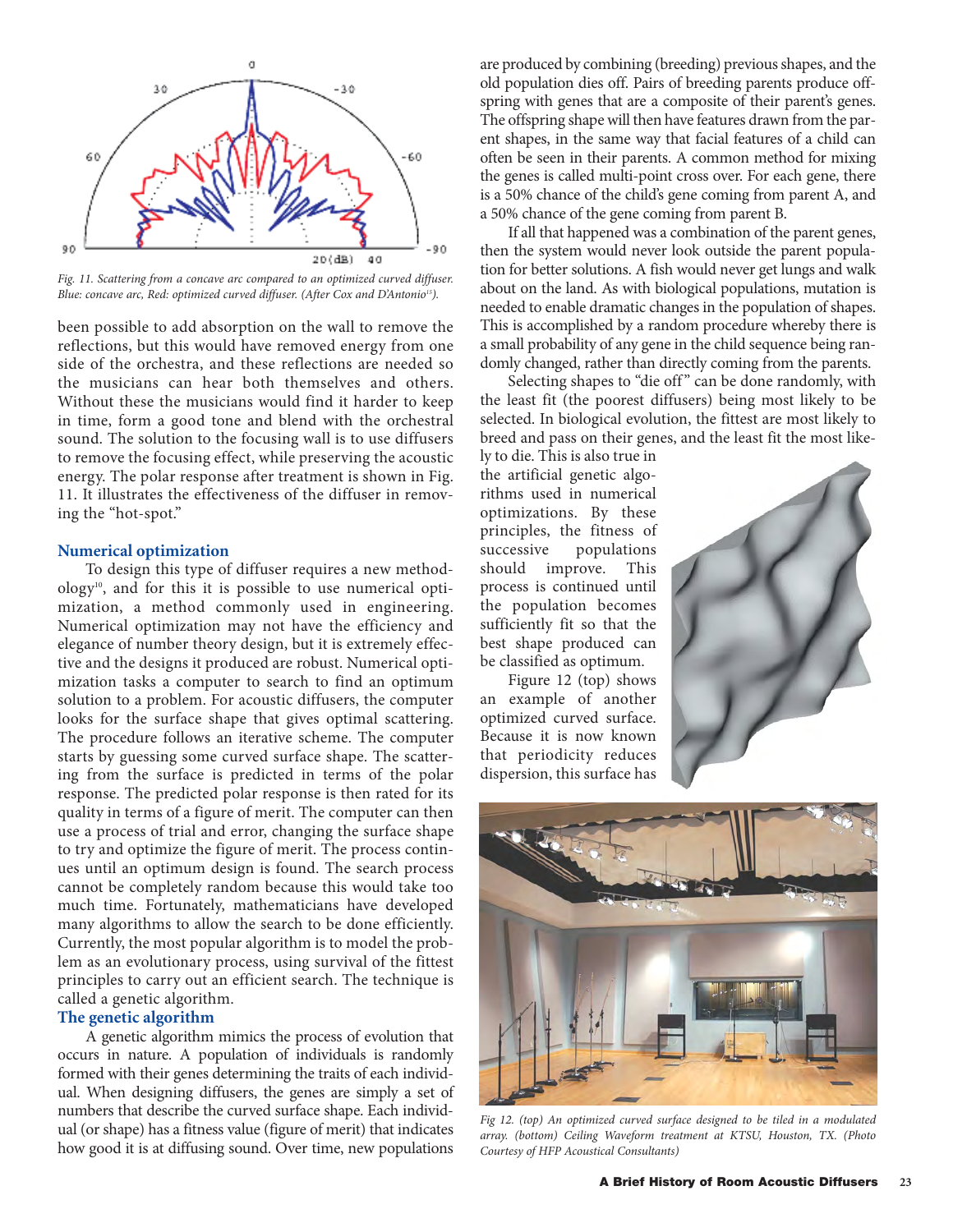Fig. 11. Scattering from a concave arc compared to an optimized curved diffuser. Blue: concave arc, Red: optimized curved diffuser. (After Cox and D'Antonio[15]).

been possible to add absorption on the wall to remove the reflections, but this would have removed energy from one side of the orchestra, and these reflections are needed so the musicians can hear both themselves and others. Without these the musicians would find it harder to keep in time, form a good tone and blend with the orchestral sound. The solution to the focusing wall is to use diffusers to remove the focusing effect, while preserving the acoustic energy. The polar response after treatment is shown in Fig. 11. It illustrates the effectiveness of the diffuser in removing the "hot-spot."

## Numerical optimization

To design this type of diffuser requires a new methodology[10], and for this it is possible to use numerical optimization, a method commonly used in engineering. Numerical optimization may not have the efficiency and elegance of number theory design, but it is extremely effective and the designs it produced are robust. Numerical optimization tasks a computer to search to find an optimum solution to a problem. For acoustic diffusers, the computer looks for the surface shape that gives optimal scattering. The procedure follows an iterative scheme. The computer starts by guessing some curved surface shape. The scattering from the surface is predicted in terms of the polar response. The predicted polar response is then rated for its quality in terms of a figure of merit. The computer can then use a process of trial and error, changing the surface shape to try and optimize the figure of merit. The process continues until an optimum design is found. The search process cannot be completely random because this would take too much time. Fortunately, mathematicians have developed many algorithms to allow the search to be done efficiently. Currently, the most popular algorithm is to model the problem as an evolutionary process, using survival of the fittest principles to carry out an efficient search. The technique is called a genetic algorithm.

## The genetic algorithm

A genetic algorithm mimics the process of evolution that occurs in nature. A population of individuals is randomly formed with their genes determining the traits of each individual. When designing diffusers, the genes are simply a set of numbers that describe the curved surface shape. Each individual (or shape) has a fitness value (figure of merit) that indicates how good it is at diffusing sound. Over time, new populations are produced by combining (breeding) previous shapes, and the old population dies off. Pairs of breeding parents produce offspring with genes that are a composite of their parent's genes. The offspring shape will then have features drawn from the parent shapes, in the same way that facial features of a child can often be seen in their parents. A common method for mixing the genes is called multi-point cross over. For each gene, there is a 50% chance of the child's gene coming from parent A, and a 50% chance of the gene coming from parent B.

If all that happened was a combination of the parent genes, then the system would never look outside the parent population for better solutions. A fish would never get lungs and walk about on the land. As with biological populations, mutation is needed to enable dramatic changes in the population of shapes. This is accomplished by a random procedure whereby there is a small probability of any gene in the child sequence being randomly changed, rather than directly coming from the parents.

Selecting shapes to "die off" can be done randomly, with the least fit (the poorest diffusers) being most likely to be selected. In biological evolution, the fittest are most likely to breed and pass on their genes, and the least fit the most likely to die. This is also true in the artificial genetic algorithms used in numerical optimizations. By these principles, the fitness of successive populations should improve. This process is continued until the population becomes sufficiently fit so that the best shape produced can be classified as optimum.

Figure 12 (top) shows an example of another optimized curved surface. Because it is now known that periodicity reduces dispersion, this surface has

Fig 12. (top) An optimized curved surface designed to be tiled in a modulated array. (bottom) Ceiling Waveform treatment at KTSU, Houston, TX. (Photo Courtesy of HFP Acoustical Consultants)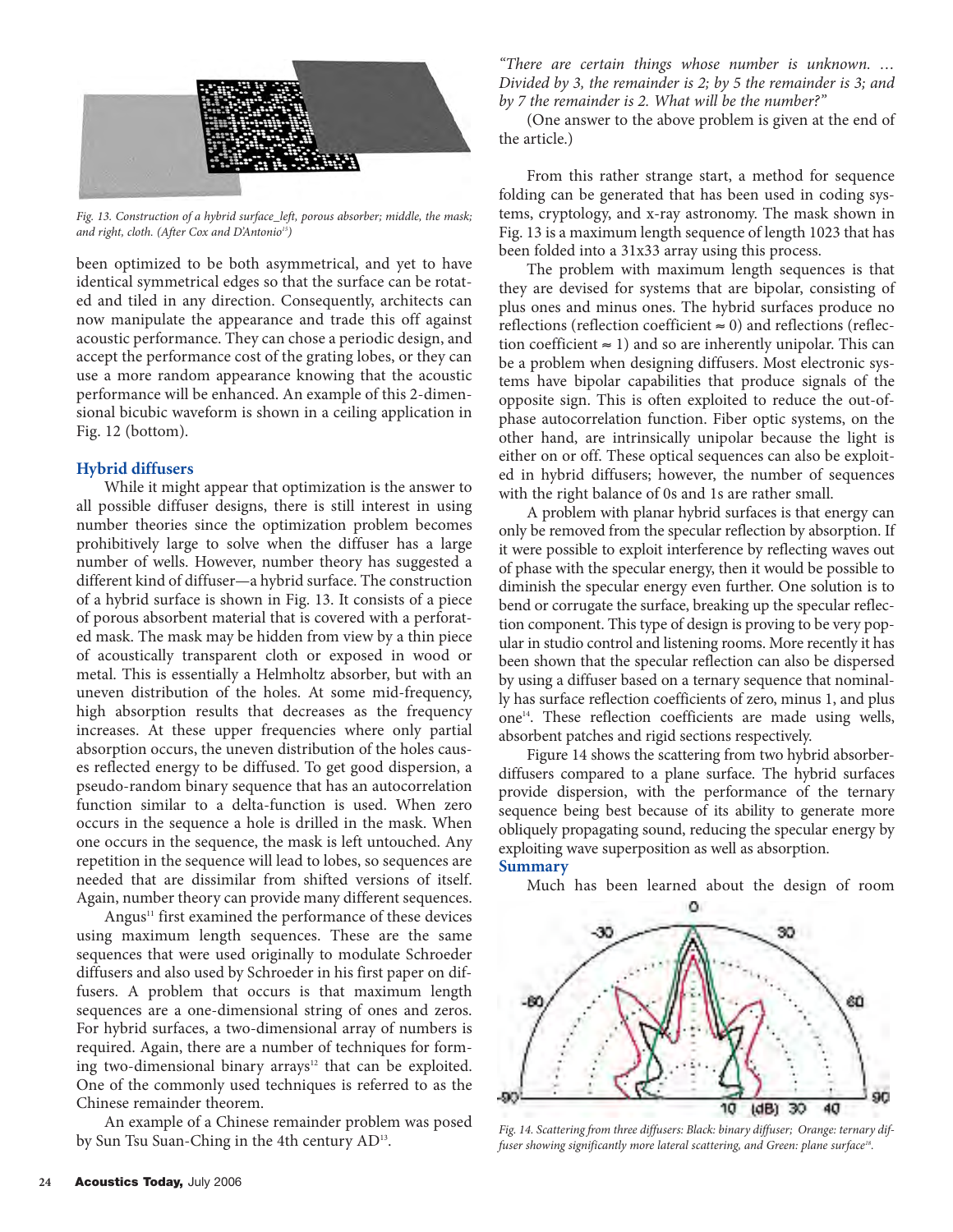Fig. 13. Construction of a hybrid surface_left, porous absorber; middle, the mask; and right, cloth. (After Cox and D'Antonio[15])

been optimized to be both asymmetrical, and yet to have identical symmetrical edges so that the surface can be rotated and tiled in any direction. Consequently, architects can now manipulate the appearance and trade this off against acoustic performance. They can chose a periodic design, and accept the performance cost of the grating lobes, or they can use a more random appearance knowing that the acoustic performance will be enhanced. An example of this 2-dimensional bicubic waveform is shown in a ceiling application in Fig. 12 (bottom).

## Hybrid diffusers

While it might appear that optimization is the answer to all possible diffuser designs, there is still interest in using number theories since the optimization problem becomes prohibitively large to solve when the diffuser has a large number of wells. However, number theory has suggested a different kind of diffuser—a hybrid surface. The construction of a hybrid surface is shown in Fig. 13. It consists of a piece of porous absorbent material that is covered with a perforated mask. The mask may be hidden from view by a thin piece of acoustically transparent cloth or exposed in wood or metal. This is essentially a Helmholtz absorber, but with an uneven distribution of the holes. At some mid-frequency, high absorption results that decreases as the frequency increases. At these upper frequencies where only partial absorption occurs, the uneven distribution of the holes causes reflected energy to be diffused. To get good dispersion, a pseudo-random binary sequence that has an autocorrelation function similar to a delta-function is used. When zero occurs in the sequence a hole is drilled in the mask. When one occurs in the sequence, the mask is left untouched. Any repetition in the sequence will lead to lobes, so sequences are needed that are dissimilar from shifted versions of itself. Again, number theory can provide many different sequences.

Angus[11] first examined the performance of these devices using maximum length sequences. These are the same sequences that were used originally to modulate Schroeder diffusers and also used by Schroeder in his first paper on diffusers. A problem that occurs is that maximum length sequences are a one-dimensional string of ones and zeros. For hybrid surfaces, a two-dimensional array of numbers is required. Again, there are a number of techniques for forming two-dimensional binary arrays[12] that can be exploited. One of the commonly used techniques is referred to as the Chinese remainder theorem.

An example of a Chinese remainder problem was posed by Sun Tsu Suan-Ching in the 4th century AD[13].

*"There are certain things whose number is unknown. … Divided by 3, the remainder is 2; by 5 the remainder is 3; and by 7 the remainder is 2. What will be the number?"*

(One answer to the above problem is given at the end of the article.)

From this rather strange start, a method for sequence folding can be generated that has been used in coding systems, cryptology, and x-ray astronomy. The mask shown in Fig. 13 is a maximum length sequence of length 1023 that has been folded into a 31x33 array using this process.

The problem with maximum length sequences is that they are devised for systems that are bipolar, consisting of plus ones and minus ones. The hybrid surfaces produce no reflections (reflection coefficient ≈ 0) and reflections (reflection coefficient ≈ 1) and so are inherently unipolar. This can be a problem when designing diffusers. Most electronic systems have bipolar capabilities that produce signals of the opposite sign. This is often exploited to reduce the out-of-phase autocorrelation function. Fiber optic systems, on the other hand, are intrinsically unipolar because the light is either on or off. These optical sequences can also be exploited in hybrid diffusers; however, the number of sequences with the right balance of 0s and 1s are rather small.

A problem with planar hybrid surfaces is that energy can only be removed from the specular reflection by absorption. If it were possible to exploit interference by reflecting waves out of phase with the specular energy, then it would be possible to diminish the specular energy even further. One solution is to bend or corrugate the surface, breaking up the specular reflection component. This type of design is proving to be very popular in studio control and listening rooms. More recently it has been shown that the specular reflection can also be dispersed by using a diffuser based on a ternary sequence that nominally has surface reflection coefficients of zero, minus 1, and plus one[14]. These reflection coefficients are made using wells, absorbent patches and rigid sections respectively.

Figure 14 shows the scattering from two hybrid absorber-diffusers compared to a plane surface. The hybrid surfaces provide dispersion, with the performance of the ternary sequence being best because of its ability to generate more obliquely propagating sound, reducing the specular energy by exploiting wave superposition as well as absorption.

## Summary

Much has been learned about the design of room

Fig. 14. Scattering from three diffusers: Black: binary diffuser; Orange: ternary diffuser showing significantly more lateral scattering, and Green: plane surface[18].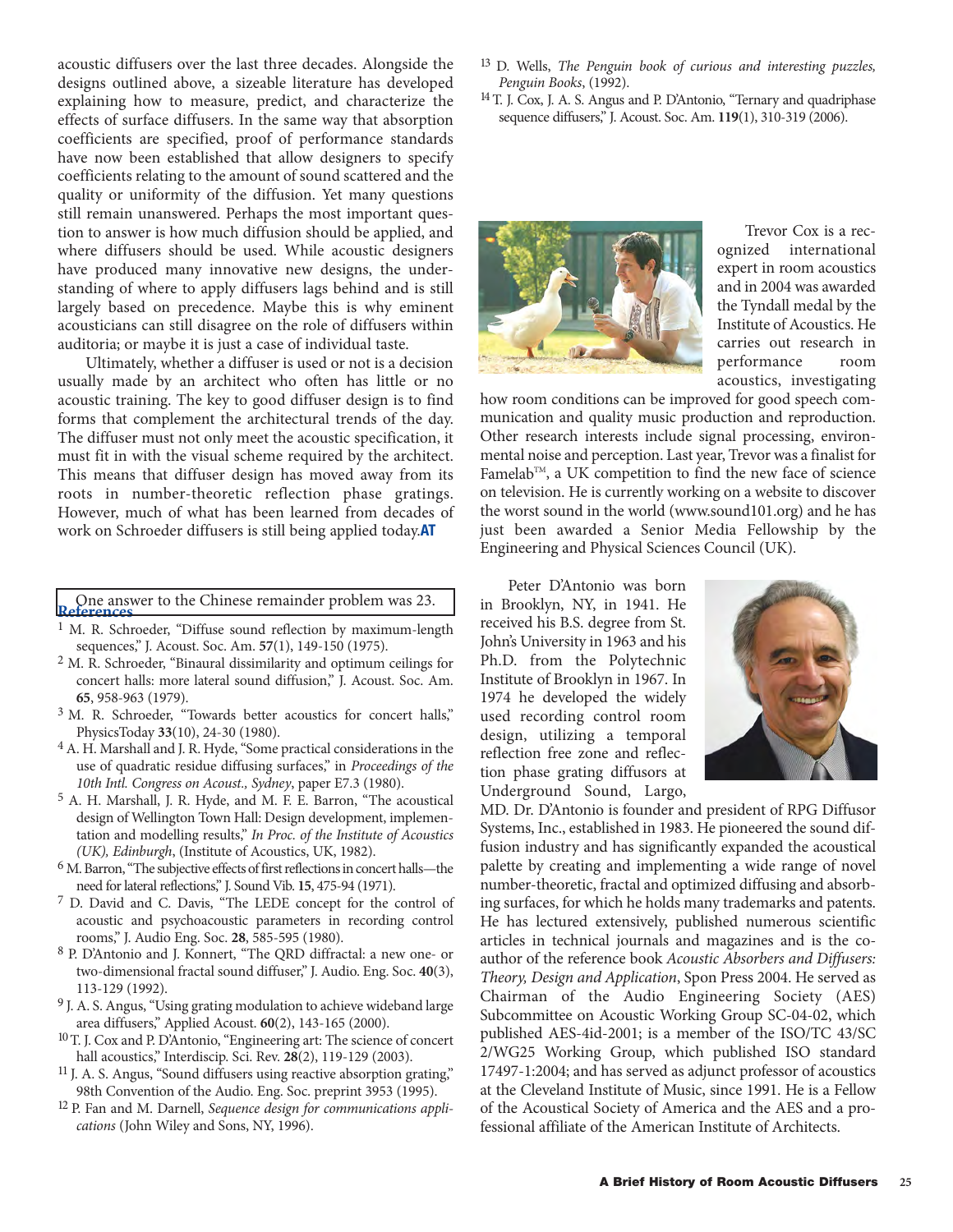acoustic diffusers over the last three decades. Alongside the designs outlined above, a sizeable literature has developed explaining how to measure, predict, and characterize the effects of surface diffusers. In the same way that absorption coefficients are specified, proof of performance standards have now been established that allow designers to specify coefficients relating to the amount of sound scattered and the quality or uniformity of the diffusion. Yet many questions still remain unanswered. Perhaps the most important question to answer is how much diffusion should be applied, and where diffusers should be used. While acoustic designers have produced many innovative new designs, the understanding of where to apply diffusers lags behind and is still largely based on precedence. Maybe this is why eminent acousticians can still disagree on the role of diffusers within auditoria; or maybe it is just a case of individual taste.

Ultimately, whether a diffuser is used or not is a decision usually made by an architect who often has little or no acoustic training. The key to good diffuser design is to find forms that complement the architectural trends of the day. The diffuser must not only meet the acoustic specification, it must fit in with the visual scheme required by the architect. This means that diffuser design has moved away from its roots in number-theoretic reflection phase gratings. However, much of what has been learned from decades of work on Schroeder diffusers is still being applied today. **AT**

One answer to the Chinese remainder problem was 23.

## References

1. M. R. Schroeder, "Diffuse sound reflection by maximum-length sequences," J. Acoust. Soc. Am. **57**(1), 149-150 (1975).
2. M. R. Schroeder, "Binaural dissimilarity and optimum ceilings for concert halls: more lateral sound diffusion," J. Acoust. Soc. Am. **65**, 958-963 (1979).
3. M. R. Schroeder, "Towards better acoustics for concert halls," PhysicsToday **33**(10), 24-30 (1980).
4. A. H. Marshall and J. R. Hyde, "Some practical considerations in the use of quadratic residue diffusing surfaces," in *Proceedings of the 10th Intl. Congress on Acoust., Sydney*, paper E7.3 (1980).
5. A. H. Marshall, J. R. Hyde, and M. F. E. Barron, "The acoustical design of Wellington Town Hall: Design development, implementation and modelling results," *In Proc. of the Institute of Acoustics (UK), Edinburgh*, (Institute of Acoustics, UK, 1982).
6. M. Barron, "The subjective effects of first reflections in concert halls—the need for lateral reflections," J. Sound Vib. **15**, 475-94 (1971).
7. D. David and C. Davis, "The LEDE concept for the control of acoustic and psychoacoustic parameters in recording control rooms," J. Audio Eng. Soc. **28**, 585-595 (1980).
8. P. D'Antonio and J. Konnert, "The QRD diffractal: a new one- or two-dimensional fractal sound diffuser," J. Audio. Eng. Soc. **40**(3), 113-129 (1992).
9. J. A. S. Angus, "Using grating modulation to achieve wideband large area diffusers," Applied Acoust. **60**(2), 143-165 (2000).
10. T. J. Cox and P. D'Antonio, "Engineering art: The science of concert hall acoustics," Interdiscip. Sci. Rev. **28**(2), 119-129 (2003).
11. J. A. S. Angus, "Sound diffusers using reactive absorption grating," 98th Convention of the Audio. Eng. Soc. preprint 3953 (1995).
12. P. Fan and M. Darnell, *Sequence design for communications applications* (John Wiley and Sons, NY, 1996).
13. D. Wells, *The Penguin book of curious and interesting puzzles, Penguin Books*, (1992).
14. T. J. Cox, J. A. S. Angus and P. D'Antonio, "Ternary and quadriphase sequence diffusers," J. Acoust. Soc. Am. **119**(1), 310-319 (2006).

Trevor Cox is a recognized international expert in room acoustics and in 2004 was awarded the Tyndall medal by the Institute of Acoustics. He carries out research in performance room acoustics, investigating how room conditions can be improved for good speech communication and quality music production and reproduction. Other research interests include signal processing, environmental noise and perception. Last year, Trevor was a finalist for Famelab™, a UK competition to find the new face of science on television. He is currently working on a website to discover the worst sound in the world (www.sound101.org) and he has just been awarded a Senior Media Fellowship by the Engineering and Physical Sciences Council (UK).

Peter D'Antonio was born in Brooklyn, NY, in 1941. He received his B.S. degree from St. John's University in 1963 and his Ph.D. from the Polytechnic Institute of Brooklyn in 1967. In 1974 he developed the widely used recording control room design, utilizing a temporal reflection free zone and reflection phase grating diffusors at Underground Sound, Largo, MD. Dr. D'Antonio is founder and president of RPG Diffusor Systems, Inc., established in 1983. He pioneered the sound diffusion industry and has significantly expanded the acoustical palette by creating and implementing a wide range of novel number-theoretic, fractal and optimized diffusing and absorbing surfaces, for which he holds many trademarks and patents. He has lectured extensively, published numerous scientific articles in technical journals and magazines and is the co-author of the reference book *Acoustic Absorbers and Diffusers: Theory, Design and Application*, Spon Press 2004. He served as Chairman of the Audio Engineering Society (AES) Subcommittee on Acoustic Working Group SC-04-02, which published AES-4id-2001; is a member of the ISO/TC 43/SC 2/WG25 Working Group, which published ISO standard 17497-1:2004; and has served as adjunct professor of acoustics at the Cleveland Institute of Music, since 1991. He is a Fellow of the Acoustical Society of America and the AES and a professional affiliate of the American Institute of Architects.